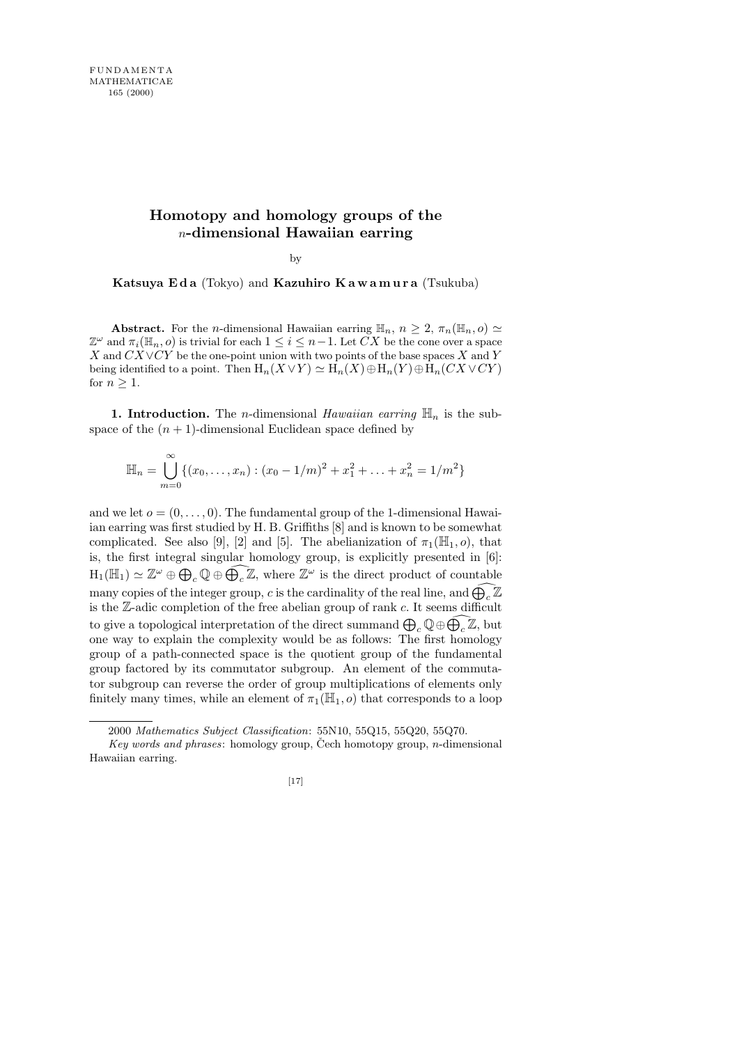# Homotopy and homology groups of the $n$-dimensional Hawaiian earring

by

**Katsuya Eda** (Tokyo) and **Kazuhiro Kawamura** (Tsukuba)

**Abstract.** For the $n$-dimensional Hawaiian earring $\mathbb{H}_n$, $n \geq 2$, $\pi_n(\mathbb{H}_n, o) \simeq \mathbb{Z}^\omega$ and $\pi_i(\mathbb{H}_n, o)$ is trivial for each $1 \leq i \leq n-1$. Let $CX$ be the cone over a space $X$ and $CX \vee CY$ be the one-point union with two points of the base spaces $X$ and $Y$ being identified to a point. Then $\mathrm{H}_n(X \vee Y) \simeq \mathrm{H}_n(X) \oplus \mathrm{H}_n(Y) \oplus \mathrm{H}_n(CX \vee CY)$ for $n \geq 1$.

**1. Introduction.** The $n$-dimensional *Hawaiian earring* $\mathbb{H}_n$ is the subspace of the $(n+1)$-dimensional Euclidean space defined by

$$\mathbb{H}_n = \bigcup_{m=0}^{\infty} \{(x_0, \ldots, x_n) : (x_0 - 1/m)^2 + x_1^2 + \ldots + x_n^2 = 1/m^2\}$$

and we let $o = (0, \ldots, 0)$. The fundamental group of the 1-dimensional Hawaiian earring was first studied by H. B. Griffiths [8] and is known to be somewhat complicated. See also [9], [2] and [5]. The abelianization of $\pi_1(\mathbb{H}_1, o)$, that is, the first integral singular homology group, is explicitly presented in [6]: $\mathrm{H}_1(\mathbb{H}_1) \simeq \mathbb{Z}^\omega \oplus \bigoplus_c \mathbb{Q} \oplus \widehat{\bigoplus_c \mathbb{Z}}$, where $\mathbb{Z}^\omega$ is the direct product of countable many copies of the integer group, $c$ is the cardinality of the real line, and $\widehat{\bigoplus_c \mathbb{Z}}$ is the $\mathbb{Z}$-adic completion of the free abelian group of rank $c$. It seems difficult to give a topological interpretation of the direct summand $\bigoplus_c \mathbb{Q} \oplus \widehat{\bigoplus_c \mathbb{Z}}$, but one way to explain the complexity would be as follows: The first homology group of a path-connected space is the quotient group of the fundamental group factored by its commutator subgroup. An element of the commutator subgroup can reverse the order of group multiplications of elements only finitely many times, while an element of $\pi_1(\mathbb{H}_1, o)$ that corresponds to a loop

---

2000 *Mathematics Subject Classification*: 55N10, 55Q15, 55Q20, 55Q70.

*Key words and phrases*: homology group, Čech homotopy group, $n$-dimensional Hawaiian earring.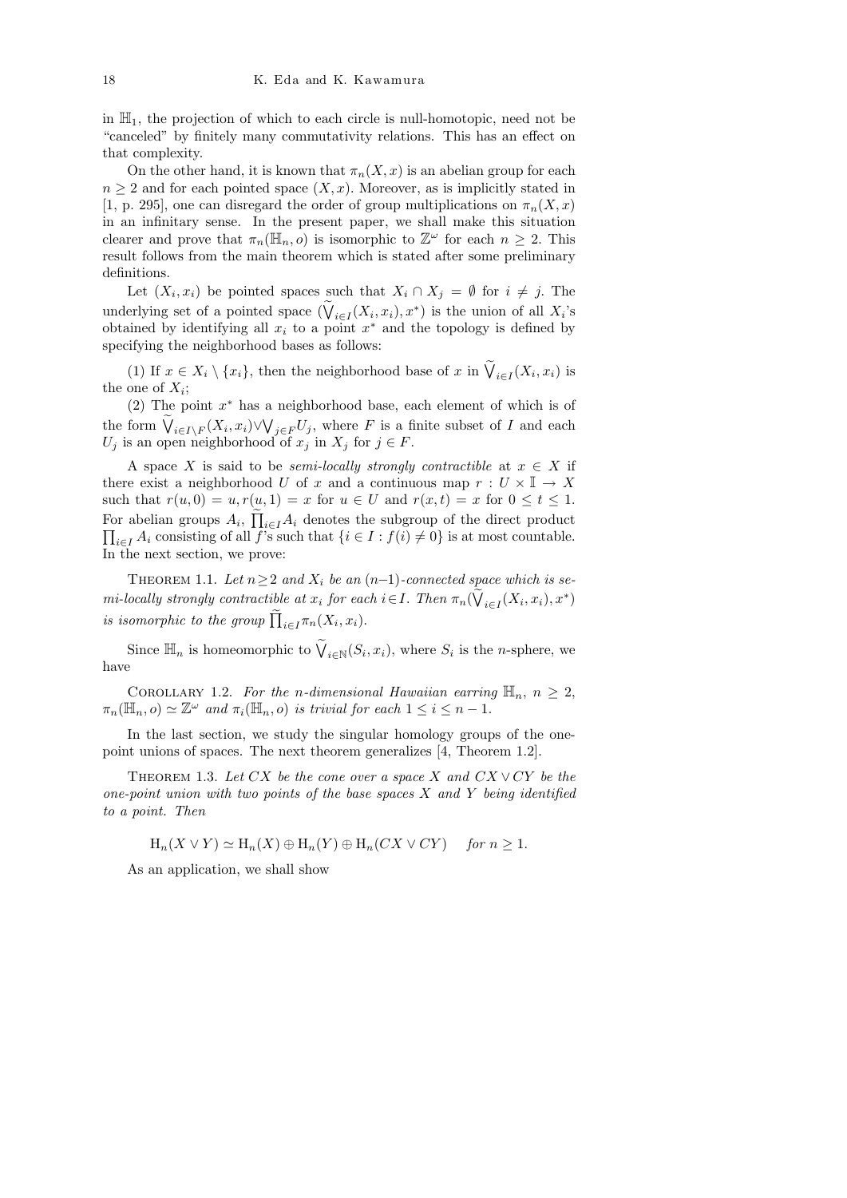in $\mathbb{H}_1$, the projection of which to each circle is null-homotopic, need not be "canceled" by finitely many commutativity relations. This has an effect on that complexity.

On the other hand, it is known that $\pi_n(X,x)$ is an abelian group for each $n \geq 2$ and for each pointed space $(X,x)$. Moreover, as is implicitly stated in [1, p. 295], one can disregard the order of group multiplications on $\pi_n(X,x)$ in an infinitary sense. In the present paper, we shall make this situation clearer and prove that $\pi_n(\mathbb{H}_n, o)$ is isomorphic to $\mathbb{Z}^\omega$ for each $n \geq 2$. This result follows from the main theorem which is stated after some preliminary definitions.

Let $(X_i, x_i)$ be pointed spaces such that $X_i \cap X_j = \emptyset$ for $i \neq j$. The underlying set of a pointed space $(\widetilde{\bigvee}_{i\in I}(X_i,x_i), x^*)$ is the union of all $X_i$'s obtained by identifying all $x_i$ to a point $x^*$ and the topology is defined by specifying the neighborhood bases as follows:

(1) If $x \in X_i \setminus \{x_i\}$, then the neighborhood base of $x$ in $\widetilde{\bigvee}_{i\in I}(X_i,x_i)$ is the one of $X_i$;

(2) The point $x^*$ has a neighborhood base, each element of which is of the form $\widetilde{\bigvee}_{i\in I\setminus F}(X_i,x_i) \vee \bigvee_{j\in F} U_j$, where $F$ is a finite subset of $I$ and each $U_j$ is an open neighborhood of $x_j$ in $X_j$ for $j \in F$.

A space $X$ is said to be *semi-locally strongly contractible* at $x \in X$ if there exist a neighborhood $U$ of $x$ and a continuous map $r : U \times \mathbb{I} \to X$ such that $r(u,0) = u, r(u,1) = x$ for $u \in U$ and $r(x,t) = x$ for $0 \leq t \leq 1$. For abelian groups $A_i$, $\widetilde{\prod}_{i\in I} A_i$ denotes the subgroup of the direct product $\prod_{i\in I} A_i$ consisting of all $f$'s such that $\{i \in I : f(i) \neq 0\}$ is at most countable. In the next section, we prove:

Theorem 1.1. *Let $n \geq 2$ and $X_i$ be an $(n-1)$-connected space which is semi-locally strongly contractible at $x_i$ for each $i \in I$. Then $\pi_n(\widetilde{\bigvee}_{i\in I}(X_i,x_i), x^*)$ is isomorphic to the group $\widetilde{\prod}_{i\in I} \pi_n(X_i,x_i)$.*

Since $\mathbb{H}_n$ is homeomorphic to $\widetilde{\bigvee}_{i\in\mathbb{N}}(S_i,x_i)$, where $S_i$ is the $n$-sphere, we have

Corollary 1.2. *For the $n$-dimensional Hawaiian earring $\mathbb{H}_n$, $n \geq 2$, $\pi_n(\mathbb{H}_n, o) \simeq \mathbb{Z}^\omega$ and $\pi_i(\mathbb{H}_n, o)$ is trivial for each $1 \leq i \leq n-1$.*

In the last section, we study the singular homology groups of the one-point unions of spaces. The next theorem generalizes [4, Theorem 1.2].

Theorem 1.3. *Let $CX$ be the cone over a space $X$ and $CX \vee CY$ be the one-point union with two points of the base spaces $X$ and $Y$ being identified to a point. Then*

$$\mathrm{H}_n(X \vee Y) \simeq \mathrm{H}_n(X) \oplus \mathrm{H}_n(Y) \oplus \mathrm{H}_n(CX \vee CY) \quad \textit{for } n \geq 1.$$

As an application, we shall show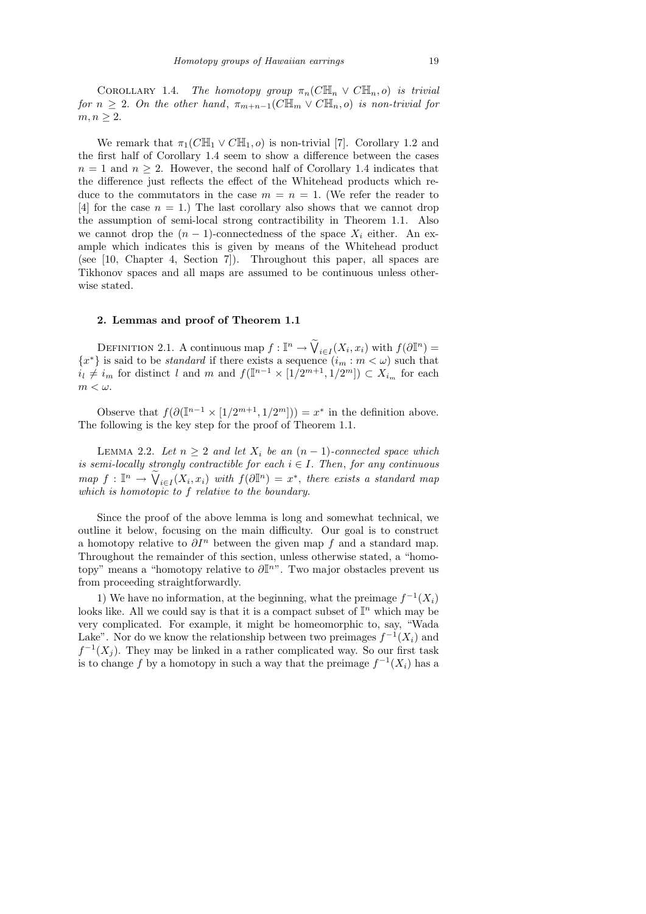Corollary 1.4. *The homotopy group $\pi_n(C\mathbb{H}_n \vee C\mathbb{H}_n, o)$ is trivial for $n \geq 2$. On the other hand*, $\pi_{m+n-1}(C\mathbb{H}_m \vee C\mathbb{H}_n, o)$ *is non-trivial for* $m, n \geq 2$.

We remark that $\pi_1(C\mathbb{H}_1 \vee C\mathbb{H}_1, o)$ is non-trivial [7]. Corollary 1.2 and the first half of Corollary 1.4 seem to show a difference between the cases $n = 1$ and $n \geq 2$. However, the second half of Corollary 1.4 indicates that the difference just reflects the effect of the Whitehead products which reduce to the commutators in the case $m = n = 1$. (We refer the reader to [4] for the case $n = 1$.) The last corollary also shows that we cannot drop the assumption of semi-local strong contractibility in Theorem 1.1. Also we cannot drop the $(n-1)$-connectedness of the space $X_i$ either. An example which indicates this is given by means of the Whitehead product (see [10, Chapter 4, Section 7]). Throughout this paper, all spaces are Tikhonov spaces and all maps are assumed to be continuous unless otherwise stated.

## 2. Lemmas and proof of Theorem 1.1

Definition 2.1. A continuous map $f : \mathbb{I}^n \to \widetilde{\bigvee}_{i\in I}(X_i, x_i)$ with $f(\partial\mathbb{I}^n) = \{x^*\}$ is said to be *standard* if there exists a sequence $(i_m : m < \omega)$ such that $i_l \neq i_m$ for distinct $l$ and $m$ and $f(\mathbb{I}^{n-1} \times [1/2^{m+1}, 1/2^m]) \subset X_{i_m}$ for each $m < \omega$.

Observe that $f(\partial(\mathbb{I}^{n-1} \times [1/2^{m+1}, 1/2^m])) = x^*$ in the definition above. The following is the key step for the proof of Theorem 1.1.

Lemma 2.2. *Let $n \geq 2$ and let $X_i$ be an $(n-1)$-connected space which is semi-locally strongly contractible for each $i \in I$. Then, for any continuous map $f : \mathbb{I}^n \to \widetilde{\bigvee}_{i\in I}(X_i, x_i)$ with $f(\partial\mathbb{I}^n) = x^*$, there exists a standard map which is homotopic to $f$ relative to the boundary.*

Since the proof of the above lemma is long and somewhat technical, we outline it below, focusing on the main difficulty. Our goal is to construct a homotopy relative to $\partial I^n$ between the given map $f$ and a standard map. Throughout the remainder of this section, unless otherwise stated, a "homotopy" means a "homotopy relative to $\partial\mathbb{I}^n$". Two major obstacles prevent us from proceeding straightforwardly.

1) We have no information, at the beginning, what the preimage $f^{-1}(X_i)$ looks like. All we could say is that it is a compact subset of $\mathbb{I}^n$ which may be very complicated. For example, it might be homeomorphic to, say, "Wada Lake". Nor do we know the relationship between two preimages $f^{-1}(X_i)$ and $f^{-1}(X_j)$. They may be linked in a rather complicated way. So our first task is to change $f$ by a homotopy in such a way that the preimage $f^{-1}(X_i)$ has a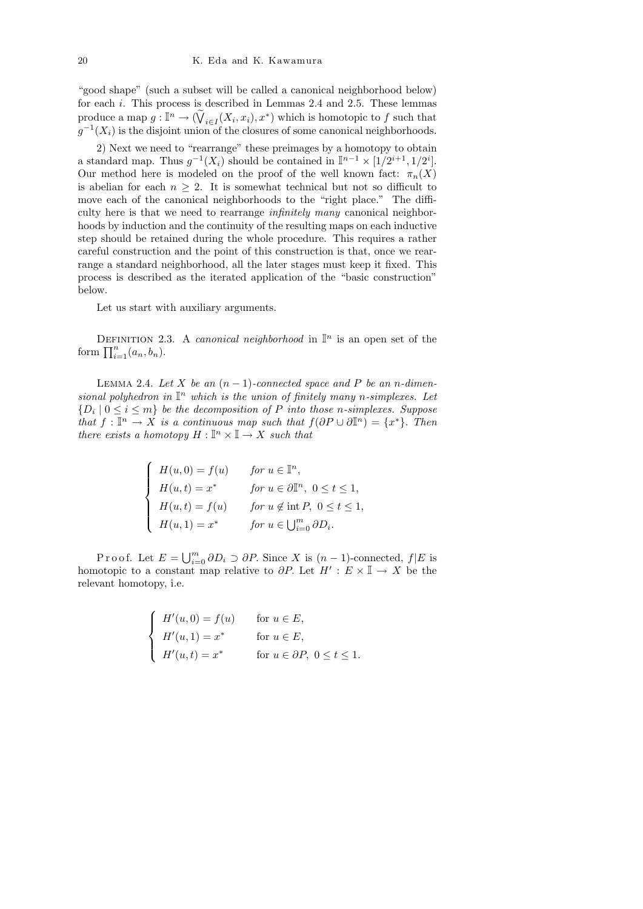"good shape" (such a subset will be called a canonical neighborhood below) for each $i$. This process is described in Lemmas 2.4 and 2.5. These lemmas produce a map $g : \mathbb{I}^n \to (\widetilde{\bigvee}_{i\in I}(X_i, x_i), x^*)$ which is homotopic to $f$ such that $g^{-1}(X_i)$ is the disjoint union of the closures of some canonical neighborhoods.

2) Next we need to "rearrange" these preimages by a homotopy to obtain a standard map. Thus $g^{-1}(X_i)$ should be contained in $\mathbb{I}^{n-1} \times [1/2^{i+1}, 1/2^i]$. Our method here is modeled on the proof of the well known fact: $\pi_n(X)$ is abelian for each $n \geq 2$. It is somewhat technical but not so difficult to move each of the canonical neighborhoods to the "right place." The difficulty here is that we need to rearrange *infinitely many* canonical neighborhoods by induction and the continuity of the resulting maps on each inductive step should be retained during the whole procedure. This requires a rather careful construction and the point of this construction is that, once we rearrange a standard neighborhood, all the later stages must keep it fixed. This process is described as the iterated application of the "basic construction" below.

Let us start with auxiliary arguments.

Definition 2.3. A *canonical neighborhood* in $\mathbb{I}^n$ is an open set of the form $\prod_{i=1}^n (a_n, b_n)$.

Lemma 2.4. *Let $X$ be an $(n-1)$-connected space and $P$ be an $n$-dimensional polyhedron in $\mathbb{I}^n$ which is the union of finitely many $n$-simplexes. Let $\{D_i \mid 0 \leq i \leq m\}$ be the decomposition of $P$ into those $n$-simplexes. Suppose that $f : \mathbb{I}^n \to X$ is a continuous map such that $f(\partial P \cup \partial \mathbb{I}^n) = \{x^*\}$. Then there exists a homotopy $H : \mathbb{I}^n \times \mathbb{I} \to X$ such that*

$$\begin{cases} H(u,0) = f(u) & \text{for } u \in \mathbb{I}^n, \\ H(u,t) = x^* & \text{for } u \in \partial \mathbb{I}^n,\ 0 \leq t \leq 1, \\ H(u,t) = f(u) & \text{for } u \notin \operatorname{int} P,\ 0 \leq t \leq 1, \\ H(u,1) = x^* & \text{for } u \in \bigcup_{i=0}^m \partial D_i. \end{cases}$$

Proof. Let $E = \bigcup_{i=0}^m \partial D_i \supset \partial P$. Since $X$ is $(n-1)$-connected, $f|E$ is homotopic to a constant map relative to $\partial P$. Let $H' : E \times \mathbb{I} \to X$ be the relevant homotopy, i.e.

$$\begin{cases} H'(u,0) = f(u) & \text{for } u \in E, \\ H'(u,1) = x^* & \text{for } u \in E, \\ H'(u,t) = x^* & \text{for } u \in \partial P,\ 0 \leq t \leq 1. \end{cases}$$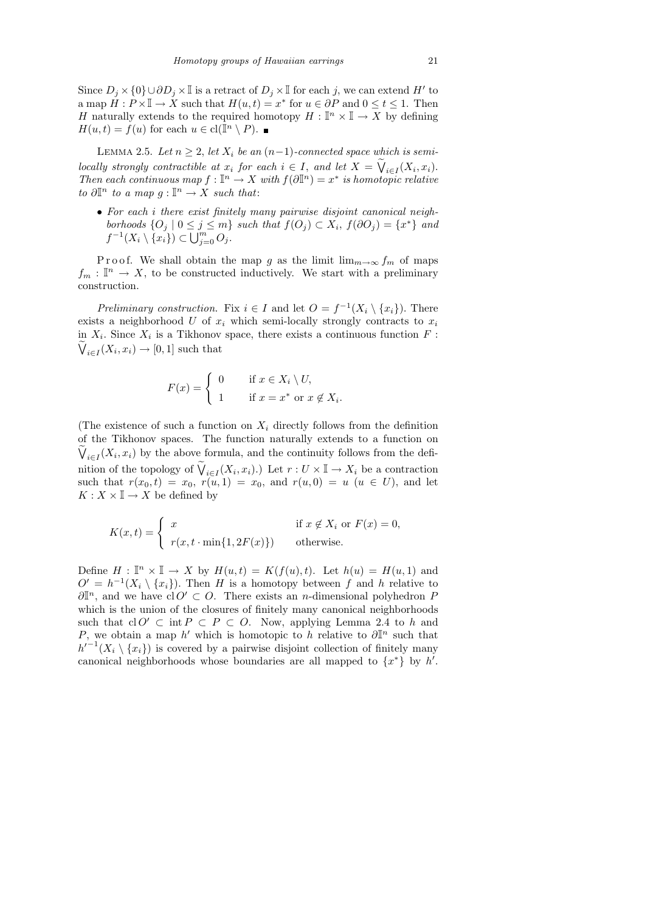Since $D_j \times \{0\} \cup \partial D_j \times \mathbb{I}$ is a retract of $D_j \times \mathbb{I}$ for each $j$, we can extend $H'$ to a map $H : P \times \mathbb{I} \to X$ such that $H(u,t) = x^*$ for $u \in \partial P$ and $0 \le t \le 1$. Then $H$ naturally extends to the required homotopy $H : \mathbb{I}^n \times \mathbb{I} \to X$ by defining $H(u,t) = f(u)$ for each $u \in \mathrm{cl}(\mathbb{I}^n \setminus P)$. ■

Lemma 2.5. *Let $n \ge 2$, let $X_i$ be an $(n-1)$-connected space which is semi-locally strongly contractible at $x_i$ for each $i \in I$, and let $X = \widetilde{\bigvee}_{i\in I}(X_i, x_i)$. Then each continuous map $f : \mathbb{I}^n \to X$ with $f(\partial \mathbb{I}^n) = x^*$ is homotopic relative to $\partial \mathbb{I}^n$ to a map $g : \mathbb{I}^n \to X$ such that*:

- *For each $i$ there exist finitely many pairwise disjoint canonical neighborhoods $\{O_j \mid 0 \le j \le m\}$ such that $f(O_j) \subset X_i$, $f(\partial O_j) = \{x^*\}$ and $f^{-1}(X_i \setminus \{x_i\}) \subset \bigcup_{j=0}^m O_j$.*

Proof. We shall obtain the map $g$ as the limit $\lim_{m\to\infty} f_m$ of maps $f_m : \mathbb{I}^n \to X$, to be constructed inductively. We start with a preliminary construction.

*Preliminary construction.* Fix $i \in I$ and let $O = f^{-1}(X_i \setminus \{x_i\})$. There exists a neighborhood $U$ of $x_i$ which semi-locally strongly contracts to $x_i$ in $X_i$. Since $X_i$ is a Tikhonov space, there exists a continuous function $F : \widetilde{\bigvee}_{i\in I}(X_i, x_i) \to [0,1]$ such that

$$F(x) = \begin{cases} 0 & \text{if } x \in X_i \setminus U, \\ 1 & \text{if } x = x^* \text{ or } x \notin X_i. \end{cases}$$

(The existence of such a function on $X_i$ directly follows from the definition of the Tikhonov spaces. The function naturally extends to a function on $\widetilde{\bigvee}_{i\in I}(X_i, x_i)$ by the above formula, and the continuity follows from the definition of the topology of $\widetilde{\bigvee}_{i\in I}(X_i, x_i)$.) Let $r : U \times \mathbb{I} \to X_i$ be a contraction such that $r(x_0, t) = x_0$, $r(u, 1) = x_0$, and $r(u, 0) = u$ ($u \in U$), and let $K : X \times \mathbb{I} \to X$ be defined by

$$K(x,t) = \begin{cases} x & \text{if } x \notin X_i \text{ or } F(x) = 0, \\ r(x, t \cdot \min\{1, 2F(x)\}) & \text{otherwise.} \end{cases}$$

Define $H : \mathbb{I}^n \times \mathbb{I} \to X$ by $H(u,t) = K(f(u), t)$. Let $h(u) = H(u,1)$ and $O' = h^{-1}(X_i \setminus \{x_i\})$. Then $H$ is a homotopy between $f$ and $h$ relative to $\partial \mathbb{I}^n$, and we have $\mathrm{cl}\, O' \subset O$. There exists an $n$-dimensional polyhedron $P$ which is the union of the closures of finitely many canonical neighborhoods such that $\mathrm{cl}\, O' \subset \mathrm{int}\, P \subset P \subset O$. Now, applying Lemma 2.4 to $h$ and $P$, we obtain a map $h'$ which is homotopic to $h$ relative to $\partial \mathbb{I}^n$ such that ${h'}^{-1}(X_i \setminus \{x_i\})$ is covered by a pairwise disjoint collection of finitely many canonical neighborhoods whose boundaries are all mapped to $\{x^*\}$ by $h'$.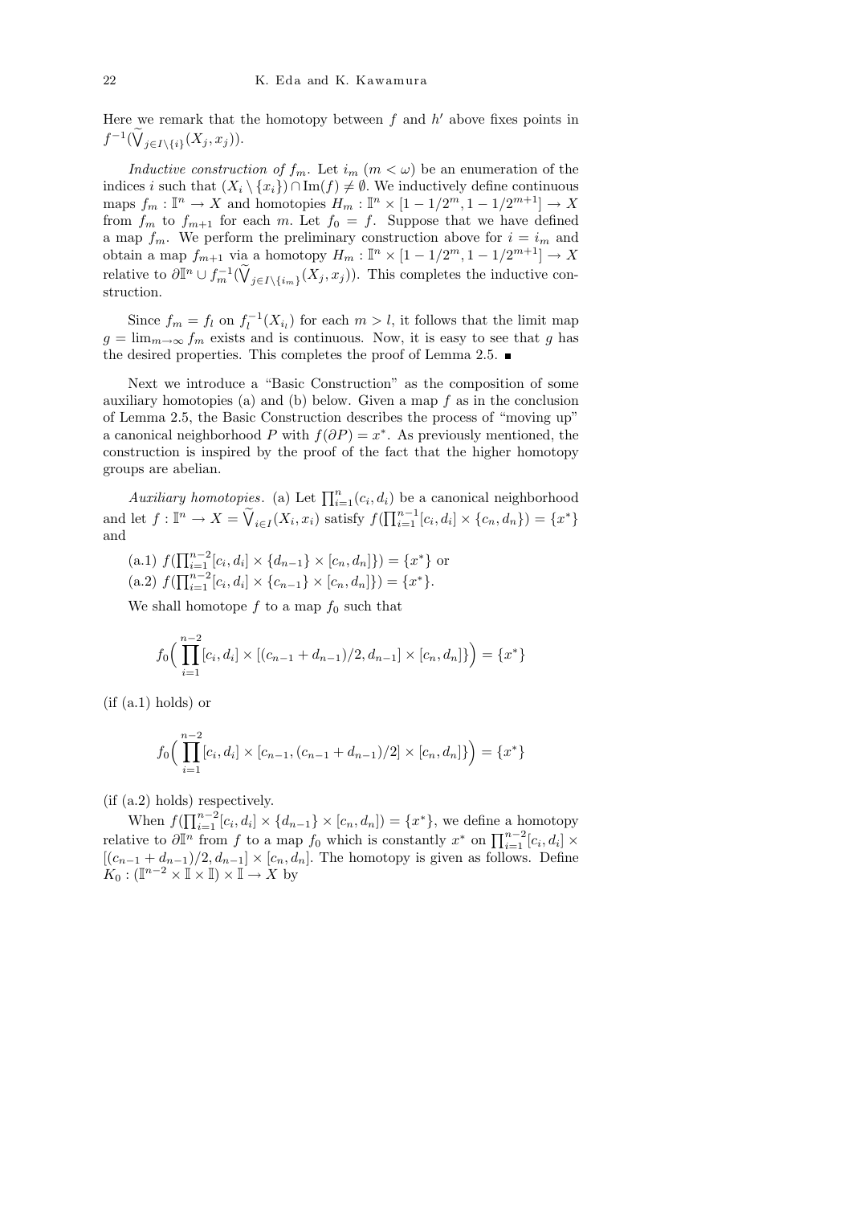Here we remark that the homotopy between $f$ and $h'$ above fixes points in $f^{-1}(\widetilde{\bigvee}_{j\in I\setminus\{i\}}(X_j, x_j))$.

*Inductive construction of* $f_m$. Let $i_m$ $(m < \omega)$ be an enumeration of the indices $i$ such that $(X_i \setminus \{x_i\}) \cap \mathrm{Im}(f) \neq \emptyset$. We inductively define continuous maps $f_m : \mathbb{I}^n \to X$ and homotopies $H_m : \mathbb{I}^n \times [1 - 1/2^m, 1 - 1/2^{m+1}] \to X$ from $f_m$ to $f_{m+1}$ for each $m$. Let $f_0 = f$. Suppose that we have defined a map $f_m$. We perform the preliminary construction above for $i = i_m$ and obtain a map $f_{m+1}$ via a homotopy $H_m : \mathbb{I}^n \times [1 - 1/2^m, 1 - 1/2^{m+1}] \to X$ relative to $\partial\mathbb{I}^n \cup f_m^{-1}(\widetilde{\bigvee}_{j\in I\setminus\{i_m\}}(X_j, x_j))$. This completes the inductive construction.

Since $f_m = f_l$ on $f_l^{-1}(X_{i_l})$ for each $m > l$, it follows that the limit map $g = \lim_{m\to\infty} f_m$ exists and is continuous. Now, it is easy to see that $g$ has the desired properties. This completes the proof of Lemma 2.5. ∎

Next we introduce a "Basic Construction" as the composition of some auxiliary homotopies (a) and (b) below. Given a map $f$ as in the conclusion of Lemma 2.5, the Basic Construction describes the process of "moving up" a canonical neighborhood $P$ with $f(\partial P) = x^*$. As previously mentioned, the construction is inspired by the proof of the fact that the higher homotopy groups are abelian.

*Auxiliary homotopies*. (a) Let $\prod_{i=1}^n (c_i, d_i)$ be a canonical neighborhood and let $f : \mathbb{I}^n \to X = \widetilde{\bigvee}_{i\in I}(X_i, x_i)$ satisfy $f(\prod_{i=1}^{n-1}[c_i, d_i] \times \{c_n, d_n\}) = \{x^*\}$ and

(a.1) $f(\prod_{i=1}^{n-2}[c_i, d_i] \times \{d_{n-1}\} \times [c_n, d_n]\}) = \{x^*\}$ or
(a.2) $f(\prod_{i=1}^{n-2}[c_i, d_i] \times \{c_{n-1}\} \times [c_n, d_n]\}) = \{x^*\}$.

We shall homotope $f$ to a map $f_0$ such that

$$f_0\Big(\prod_{i=1}^{n-2}[c_i, d_i] \times [(c_{n-1} + d_{n-1})/2, d_{n-1}] \times [c_n, d_n]\}\Big) = \{x^*\}$$

(if (a.1) holds) or

$$f_0\Big(\prod_{i=1}^{n-2}[c_i, d_i] \times [c_{n-1}, (c_{n-1} + d_{n-1})/2] \times [c_n, d_n]\}\Big) = \{x^*\}$$

(if (a.2) holds) respectively.

When $f(\prod_{i=1}^{n-2}[c_i, d_i] \times \{d_{n-1}\} \times [c_n, d_n]) = \{x^*\}$, we define a homotopy relative to $\partial\mathbb{I}^n$ from $f$ to a map $f_0$ which is constantly $x^*$ on $\prod_{i=1}^{n-2}[c_i, d_i] \times [(c_{n-1} + d_{n-1})/2, d_{n-1}] \times [c_n, d_n]$. The homotopy is given as follows. Define $K_0 : (\mathbb{I}^{n-2} \times \mathbb{I} \times \mathbb{I}) \times \mathbb{I} \to X$ by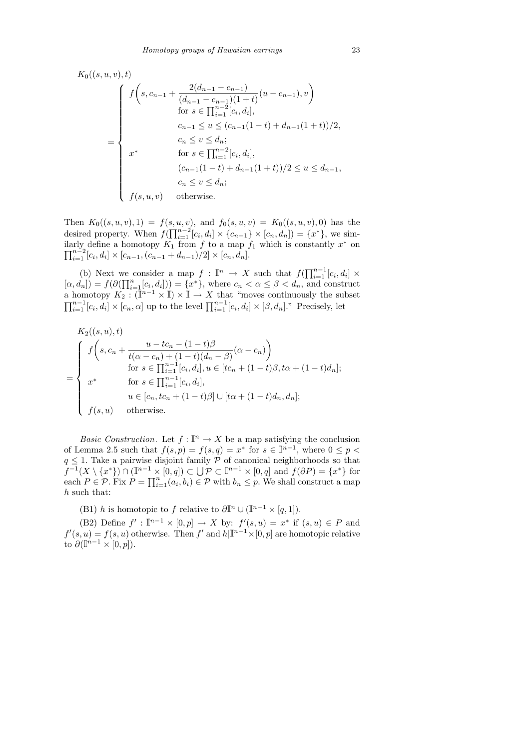$$K_0((s,u,v),t)$$
$$= \begin{cases} f\left(s, c_{n-1} + \dfrac{2(d_{n-1}-c_{n-1})}{(d_{n-1}-c_{n-1})(1+t)}(u - c_{n-1}), v\right) & \\ \qquad \text{for } s \in \prod_{i=1}^{n-2}[c_i, d_i], & \\ \qquad c_{n-1} \le u \le (c_{n-1}(1-t) + d_{n-1}(1+t))/2, & \\ \qquad c_n \le v \le d_n; & \\ x^* \qquad \text{for } s \in \prod_{i=1}^{n-2}[c_i, d_i], & \\ \qquad (c_{n-1}(1-t) + d_{n-1}(1+t))/2 \le u \le d_{n-1}, & \\ \qquad c_n \le v \le d_n; & \\ f(s,u,v) \qquad \text{otherwise.} & \end{cases}$$

Then $K_0((s,u,v),1) = f(s,u,v)$, and $f_0(s,u,v) = K_0((s,u,v),0)$ has the desired property. When $f(\prod_{i=1}^{n-2}[c_i,d_i] \times \{c_{n-1}\} \times [c_n,d_n]) = \{x^*\}$, we similarly define a homotopy $K_1$ from $f$ to a map $f_1$ which is constantly $x^*$ on $\prod_{i=1}^{n-2}[c_i,d_i] \times [c_{n-1},(c_{n-1}+d_{n-1})/2] \times [c_n,d_n]$.

(b) Next we consider a map $f : \mathbb{I}^n \to X$ such that $f(\prod_{i=1}^{n-1}[c_i,d_i] \times [\alpha, d_n]) = f(\partial(\prod_{i=1}^{n}[c_i,d_i])) = \{x^*\}$, where $c_n < \alpha \le \beta < d_n$, and construct a homotopy $K_2 : (\mathbb{I}^{n-1} \times \mathbb{I}) \times \mathbb{I} \to X$ that "moves continuously the subset $\prod_{i=1}^{n-1}[c_i,d_i] \times [c_n,\alpha]$ up to the level $\prod_{i=1}^{n-1}[c_i,d_i] \times [\beta, d_n]$." Precisely, let

$$K_2((s,u),t)$$
$$= \begin{cases} f\left(s, c_n + \dfrac{u - tc_n - (1-t)\beta}{t(\alpha - c_n) + (1-t)(d_n - \beta)}(\alpha - c_n)\right) & \\ \qquad \text{for } s \in \prod_{i=1}^{n-1}[c_i,d_i], u \in [tc_n + (1-t)\beta, t\alpha + (1-t)d_n]; & \\ x^* \qquad \text{for } s \in \prod_{i=1}^{n-1}[c_i,d_i], & \\ \qquad u \in [c_n, tc_n + (1-t)\beta] \cup [t\alpha + (1-t)d_n, d_n]; & \\ f(s,u) \qquad \text{otherwise.} & \end{cases}$$

*Basic Construction.* Let $f : \mathbb{I}^n \to X$ be a map satisfying the conclusion of Lemma 2.5 such that $f(s,p) = f(s,q) = x^*$ for $s \in \mathbb{I}^{n-1}$, where $0 \le p < q \le 1$. Take a pairwise disjoint family $\mathcal{P}$ of canonical neighborhoods so that $f^{-1}(X \setminus \{x^*\}) \cap (\mathbb{I}^{n-1} \times [0,q]) \subset \bigcup \mathcal{P} \subset \mathbb{I}^{n-1} \times [0,q]$ and $f(\partial P) = \{x^*\}$ for each $P \in \mathcal{P}$. Fix $P = \prod_{i=1}^{n}(a_i,b_i) \in \mathcal{P}$ with $b_n \le p$. We shall construct a map $h$ such that:

(B1) $h$ is homotopic to $f$ relative to $\partial\mathbb{I}^n \cup (\mathbb{I}^{n-1} \times [q,1])$.

(B2) Define $f' : \mathbb{I}^{n-1} \times [0,p] \to X$ by: $f'(s,u) = x^*$ if $(s,u) \in P$ and $f'(s,u) = f(s,u)$ otherwise. Then $f'$ and $h|\mathbb{I}^{n-1} \times [0,p]$ are homotopic relative to $\partial(\mathbb{I}^{n-1} \times [0,p])$.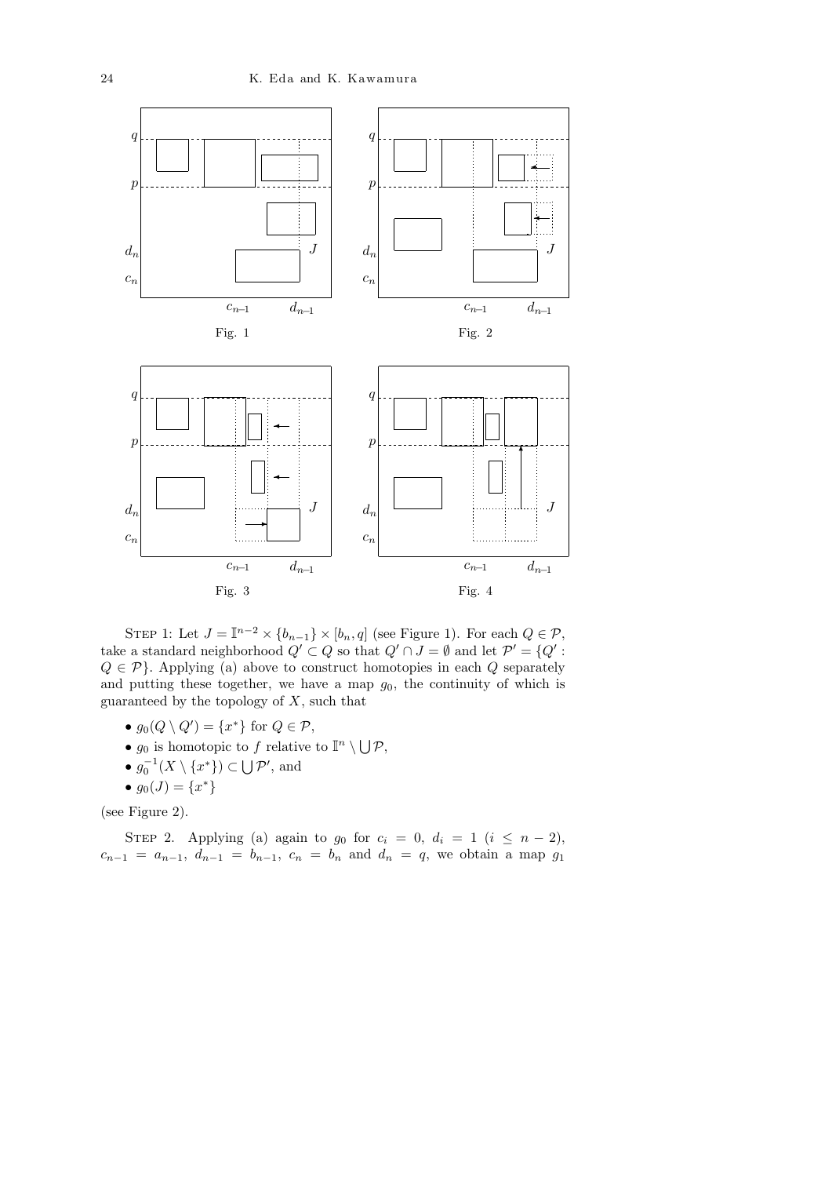Fig. 1

Fig. 2

Fig. 3

Fig. 4

STEP 1: Let $J = \mathbb{I}^{n-2} \times \{b_{n-1}\} \times [b_n, q]$ (see Figure 1). For each $Q \in \mathcal{P}$, take a standard neighborhood $Q' \subset Q$ so that $Q' \cap J = \emptyset$ and let $\mathcal{P}' = \{Q' : Q \in \mathcal{P}\}$. Applying (a) above to construct homotopies in each $Q$ separately and putting these together, we have a map $g_0$, the continuity of which is guaranteed by the topology of $X$, such that

- $g_0(Q \setminus Q') = \{x^*\}$ for $Q \in \mathcal{P}$,
- $g_0$ is homotopic to $f$ relative to $\mathbb{I}^n \setminus \bigcup \mathcal{P}$,
- $g_0^{-1}(X \setminus \{x^*\}) \subset \bigcup \mathcal{P}'$, and
- $g_0(J) = \{x^*\}$

(see Figure 2).

STEP 2. Applying (a) again to $g_0$ for $c_i = 0$, $d_i = 1$ $(i \leq n-2)$, $c_{n-1} = a_{n-1}$, $d_{n-1} = b_{n-1}$, $c_n = b_n$ and $d_n = q$, we obtain a map $g_1$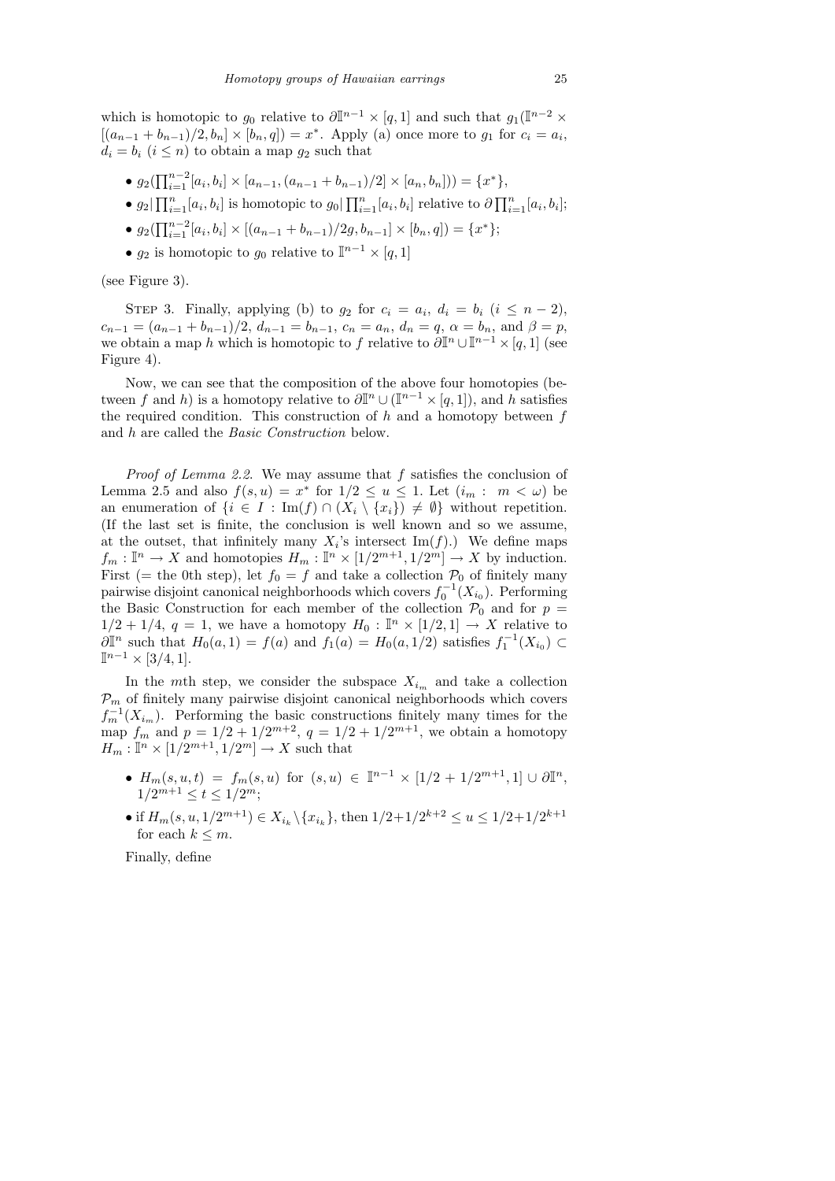which is homotopic to $g_0$ relative to $\partial\mathbb{I}^{n-1} \times [q, 1]$ and such that $g_1(\mathbb{I}^{n-2} \times [(a_{n-1} + b_{n-1})/2, b_n] \times [b_n, q]) = x^*$. Apply (a) once more to $g_1$ for $c_i = a_i$, $d_i = b_i$ ($i \le n$) to obtain a map $g_2$ such that

- $g_2(\prod_{i=1}^{n-2}[a_i, b_i] \times [a_{n-1}, (a_{n-1} + b_{n-1})/2] \times [a_n, b_n])) = \{x^*\}$,
- $g_2|\prod_{i=1}^{n}[a_i, b_i]$ is homotopic to $g_0|\prod_{i=1}^{n}[a_i, b_i]$ relative to $\partial\prod_{i=1}^{n}[a_i, b_i]$;
- $g_2(\prod_{i=1}^{n-2}[a_i, b_i] \times [(a_{n-1} + b_{n-1})/2g, b_{n-1}] \times [b_n, q]) = \{x^*\}$;
- $g_2$ is homotopic to $g_0$ relative to $\mathbb{I}^{n-1} \times [q, 1]$

(see Figure 3).

Step 3. Finally, applying (b) to $g_2$ for $c_i = a_i$, $d_i = b_i$ ($i \le n - 2$), $c_{n-1} = (a_{n-1} + b_{n-1})/2$, $d_{n-1} = b_{n-1}$, $c_n = a_n$, $d_n = q$, $\alpha = b_n$, and $\beta = p$, we obtain a map $h$ which is homotopic to $f$ relative to $\partial\mathbb{I}^n \cup \mathbb{I}^{n-1} \times [q, 1]$ (see Figure 4).

Now, we can see that the composition of the above four homotopies (between $f$ and $h$) is a homotopy relative to $\partial\mathbb{I}^n \cup (\mathbb{I}^{n-1} \times [q, 1])$, and $h$ satisfies the required condition. This construction of $h$ and a homotopy between $f$ and $h$ are called the *Basic Construction* below.

*Proof of Lemma 2.2.* We may assume that $f$ satisfies the conclusion of Lemma 2.5 and also $f(s, u) = x^*$ for $1/2 \le u \le 1$. Let $(i_m : m < \omega)$ be an enumeration of $\{i \in I : \mathrm{Im}(f) \cap (X_i \setminus \{x_i\}) \ne \emptyset\}$ without repetition. (If the last set is finite, the conclusion is well known and so we assume, at the outset, that infinitely many $X_i$'s intersect $\mathrm{Im}(f)$.) We define maps $f_m : \mathbb{I}^n \to X$ and homotopies $H_m : \mathbb{I}^n \times [1/2^{m+1}, 1/2^m] \to X$ by induction. First (= the 0th step), let $f_0 = f$ and take a collection $\mathcal{P}_0$ of finitely many pairwise disjoint canonical neighborhoods which covers $f_0^{-1}(X_{i_0})$. Performing the Basic Construction for each member of the collection $\mathcal{P}_0$ and for $p = 1/2 + 1/4$, $q = 1$, we have a homotopy $H_0 : \mathbb{I}^n \times [1/2, 1] \to X$ relative to $\partial\mathbb{I}^n$ such that $H_0(a, 1) = f(a)$ and $f_1(a) = H_0(a, 1/2)$ satisfies $f_1^{-1}(X_{i_0}) \subset \mathbb{I}^{n-1} \times [3/4, 1]$.

In the $m$th step, we consider the subspace $X_{i_m}$ and take a collection $\mathcal{P}_m$ of finitely many pairwise disjoint canonical neighborhoods which covers $f_m^{-1}(X_{i_m})$. Performing the basic constructions finitely many times for the map $f_m$ and $p = 1/2 + 1/2^{m+2}$, $q = 1/2 + 1/2^{m+1}$, we obtain a homotopy $H_m : \mathbb{I}^n \times [1/2^{m+1}, 1/2^m] \to X$ such that

- $H_m(s, u, t) = f_m(s, u)$ for $(s, u) \in \mathbb{I}^{n-1} \times [1/2 + 1/2^{m+1}, 1] \cup \partial\mathbb{I}^n$, $1/2^{m+1} \le t \le 1/2^m$;
- if $H_m(s, u, 1/2^{m+1}) \in X_{i_k} \setminus \{x_{i_k}\}$, then $1/2 + 1/2^{k+2} \le u \le 1/2 + 1/2^{k+1}$ for each $k \le m$.

Finally, define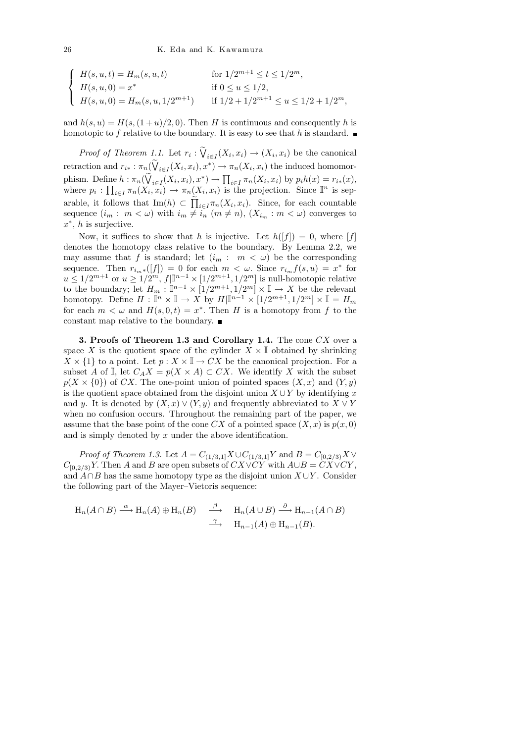$$
\begin{cases}
H(s,u,t) = H_m(s,u,t) & \text{for } 1/2^{m+1} \le t \le 1/2^m, \\
H(s,u,0) = x^* & \text{if } 0 \le u \le 1/2, \\
H(s,u,0) = H_m(s,u,1/2^{m+1}) & \text{if } 1/2 + 1/2^{m+1} \le u \le 1/2 + 1/2^m,
\end{cases}
$$

and $h(s,u) = H(s,(1+u)/2,0)$. Then $H$ is continuous and consequently $h$ is homotopic to $f$ relative to the boundary. It is easy to see that $h$ is standard. ∎

*Proof of Theorem 1.1.* Let $r_i : \widetilde{\bigvee}_{i\in I}(X_i,x_i) \to (X_i,x_i)$ be the canonical retraction and $r_{i*} : \pi_n(\widetilde{\bigvee}_{i\in I}(X_i,x_i),x^*) \to \pi_n(X_i,x_i)$ the induced homomorphism. Define $h : \pi_n(\widetilde{\bigvee}_{i\in I}(X_i,x_i),x^*) \to \prod_{i\in I}\pi_n(X_i,x_i)$ by $p_i h(x) = r_{i*}(x)$, where $p_i : \prod_{i\in I}\pi_n(X_i,x_i) \to \pi_n(X_i,x_i)$ is the projection. Since $\mathbb{I}^n$ is separable, it follows that $\mathrm{Im}(h) \subset \widetilde{\prod}_{i\in I}\pi_n(X_i,x_i)$. Since, for each countable sequence $(i_m : m < \omega)$ with $i_m \ne i_n$ $(m \ne n)$, $(X_{i_m} : m < \omega)$ converges to $x^*$, $h$ is surjective.

Now, it suffices to show that $h$ is injective. Let $h([f]) = 0$, where $[f]$ denotes the homotopy class relative to the boundary. By Lemma 2.2, we may assume that $f$ is standard; let $(i_m : m < \omega)$ be the corresponding sequence. Then $r_{i_m *}([f]) = 0$ for each $m < \omega$. Since $r_{i_m} f(s,u) = x^*$ for $u \le 1/2^{m+1}$ or $u \ge 1/2^m$, $f|\mathbb{I}^{n-1} \times [1/2^{m+1}, 1/2^m]$ is null-homotopic relative to the boundary; let $H_m : \mathbb{I}^{n-1} \times [1/2^{m+1}, 1/2^m] \times \mathbb{I} \to X$ be the relevant homotopy. Define $H : \mathbb{I}^n \times \mathbb{I} \to X$ by $H|\mathbb{I}^{n-1} \times [1/2^{m+1}, 1/2^m] \times \mathbb{I} = H_m$ for each $m < \omega$ and $H(s,0,t) = x^*$. Then $H$ is a homotopy from $f$ to the constant map relative to the boundary. ∎

**3. Proofs of Theorem 1.3 and Corollary 1.4.** The cone $CX$ over a space $X$ is the quotient space of the cylinder $X \times \mathbb{I}$ obtained by shrinking $X \times \{1\}$ to a point. Let $p : X \times \mathbb{I} \to CX$ be the canonical projection. For a subset $A$ of $\mathbb{I}$, let $C_A X = p(X \times A) \subset CX$. We identify $X$ with the subset $p(X \times \{0\})$ of $CX$. The one-point union of pointed spaces $(X,x)$ and $(Y,y)$ is the quotient space obtained from the disjoint union $X \cup Y$ by identifying $x$ and $y$. It is denoted by $(X,x) \vee (Y,y)$ and frequently abbreviated to $X \vee Y$ when no confusion occurs. Throughout the remaining part of the paper, we assume that the base point of the cone $CX$ of a pointed space $(X,x)$ is $p(x,0)$ and is simply denoted by $x$ under the above identification.

*Proof of Theorem 1.3.* Let $A = C_{(1/3,1]}X \cup C_{(1/3,1]}Y$ and $B = C_{[0,2/3)}X \vee C_{[0,2/3)}Y$. Then $A$ and $B$ are open subsets of $CX \vee CY$ with $A \cup B = CX \vee CY$, and $A \cap B$ has the same homotopy type as the disjoint union $X \cup Y$. Consider the following part of the Mayer–Vietoris sequence:

$$
\begin{aligned}
\mathrm{H}_n(A\cap B) \xrightarrow{\ \alpha\ } \mathrm{H}_n(A) \oplus \mathrm{H}_n(B) \ &\xrightarrow{\ \beta\ }\ \mathrm{H}_n(A\cup B) \xrightarrow{\ \partial\ } \mathrm{H}_{n-1}(A\cap B) \\
&\xrightarrow{\ \gamma\ }\ \mathrm{H}_{n-1}(A) \oplus \mathrm{H}_{n-1}(B).
\end{aligned}
$$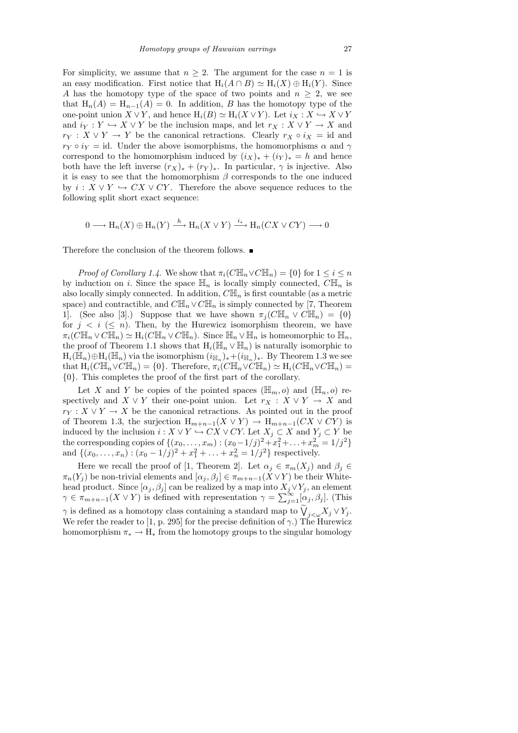For simplicity, we assume that $n \geq 2$. The argument for the case $n = 1$ is an easy modification. First notice that $\mathrm{H}_i(A \cap B) \simeq \mathrm{H}_i(X) \oplus \mathrm{H}_i(Y)$. Since $A$ has the homotopy type of the space of two points and $n \geq 2$, we see that $\mathrm{H}_n(A) = \mathrm{H}_{n-1}(A) = 0$. In addition, $B$ has the homotopy type of the one-point union $X \vee Y$, and hence $\mathrm{H}_i(B) \simeq \mathrm{H}_i(X \vee Y)$. Let $i_X : X \hookrightarrow X \vee Y$ and $i_Y : Y \hookrightarrow X \vee Y$ be the inclusion maps, and let $r_X : X \vee Y \to X$ and $r_Y : X \vee Y \to Y$ be the canonical retractions. Clearly $r_X \circ i_X = \mathrm{id}$ and $r_Y \circ i_Y = \mathrm{id}$. Under the above isomorphisms, the homomorphisms $\alpha$ and $\gamma$ correspond to the homomorphism induced by $(i_X)_* + (i_Y)_* = h$ and hence both have the left inverse $(r_X)_* + (r_Y)_*$. In particular, $\gamma$ is injective. Also it is easy to see that the homomorphism $\beta$ corresponds to the one induced by $i : X \vee Y \hookrightarrow CX \vee CY$. Therefore the above sequence reduces to the following split short exact sequence:

$$0 \longrightarrow \mathrm{H}_n(X) \oplus \mathrm{H}_n(Y) \xrightarrow{\ h\ } \mathrm{H}_n(X \vee Y) \xrightarrow{\ i_*\ } \mathrm{H}_n(CX \vee CY) \longrightarrow 0$$

Therefore the conclusion of the theorem follows. ∎

*Proof of Corollary 1.4.* We show that $\pi_i(C\mathbb{H}_n \vee C\mathbb{H}_n) = \{0\}$ for $1 \leq i \leq n$ by induction on $i$. Since the space $\mathbb{H}_n$ is locally simply connected, $C\mathbb{H}_n$ is also locally simply connected. In addition, $C\mathbb{H}_n$ is first countable (as a metric space) and contractible, and $C\mathbb{H}_n \vee C\mathbb{H}_n$ is simply connected by [7, Theorem 1]. (See also [3].) Suppose that we have shown $\pi_j(C\mathbb{H}_n \vee C\mathbb{H}_n) = \{0\}$ for $j < i$ $(\leq n)$. Then, by the Hurewicz isomorphism theorem, we have $\pi_i(C\mathbb{H}_n \vee C\mathbb{H}_n) \simeq \mathrm{H}_i(C\mathbb{H}_n \vee C\mathbb{H}_n)$. Since $\mathbb{H}_n \vee \mathbb{H}_n$ is homeomorphic to $\mathbb{H}_n$, the proof of Theorem 1.1 shows that $\mathrm{H}_i(\mathbb{H}_n \vee \mathbb{H}_n)$ is naturally isomorphic to $\mathrm{H}_i(\mathbb{H}_n) \oplus \mathrm{H}_i(\mathbb{H}_n)$ via the isomorphism $(i_{\mathbb{H}_n})_* + (i_{\mathbb{H}_n})_*$. By Theorem 1.3 we see that $\mathrm{H}_i(C\mathbb{H}_n \vee C\mathbb{H}_n) = \{0\}$. Therefore, $\pi_i(C\mathbb{H}_n \vee C\mathbb{H}_n) \simeq \mathrm{H}_i(C\mathbb{H}_n \vee C\mathbb{H}_n) = \{0\}$. This completes the proof of the first part of the corollary.

Let $X$ and $Y$ be copies of the pointed spaces $(\mathbb{H}_m, o)$ and $(\mathbb{H}_n, o)$ respectively and $X \vee Y$ their one-point union. Let $r_X : X \vee Y \to X$ and $r_Y : X \vee Y \to X$ be the canonical retractions. As pointed out in the proof of Theorem 1.3, the surjection $\mathrm{H}_{m+n-1}(X \vee Y) \to \mathrm{H}_{m+n-1}(CX \vee CY)$ is induced by the inclusion $i : X \vee Y \hookrightarrow CX \vee CY$. Let $X_j \subset X$ and $Y_j \subset Y$ be the corresponding copies of $\{(x_0, \ldots, x_m) : (x_0 - 1/j)^2 + x_1^2 + \ldots + x_m^2 = 1/j^2\}$ and $\{(x_0, \ldots, x_n) : (x_0 - 1/j)^2 + x_1^2 + \ldots + x_n^2 = 1/j^2\}$ respectively.

Here we recall the proof of [1, Theorem 2]. Let $\alpha_j \in \pi_m(X_j)$ and $\beta_j \in \pi_n(Y_j)$ be non-trivial elements and $[\alpha_j, \beta_j] \in \pi_{m+n-1}(X \vee Y)$ be their Whitehead product. Since $[\alpha_j, \beta_j]$ can be realized by a map into $X_j \vee Y_j$, an element $\gamma \in \pi_{m+n-1}(X \vee Y)$ is defined with representation $\gamma = \sum_{j=1}^{\infty} [\alpha_j, \beta_j]$. (This $\gamma$ is defined as a homotopy class containing a standard map to $\widetilde{\bigvee}_{j<\omega} X_j \vee Y_j$. We refer the reader to [1, p. 295] for the precise definition of $\gamma$.) The Hurewicz homomorphism $\pi_* \to \mathrm{H}_*$ from the homotopy groups to the singular homology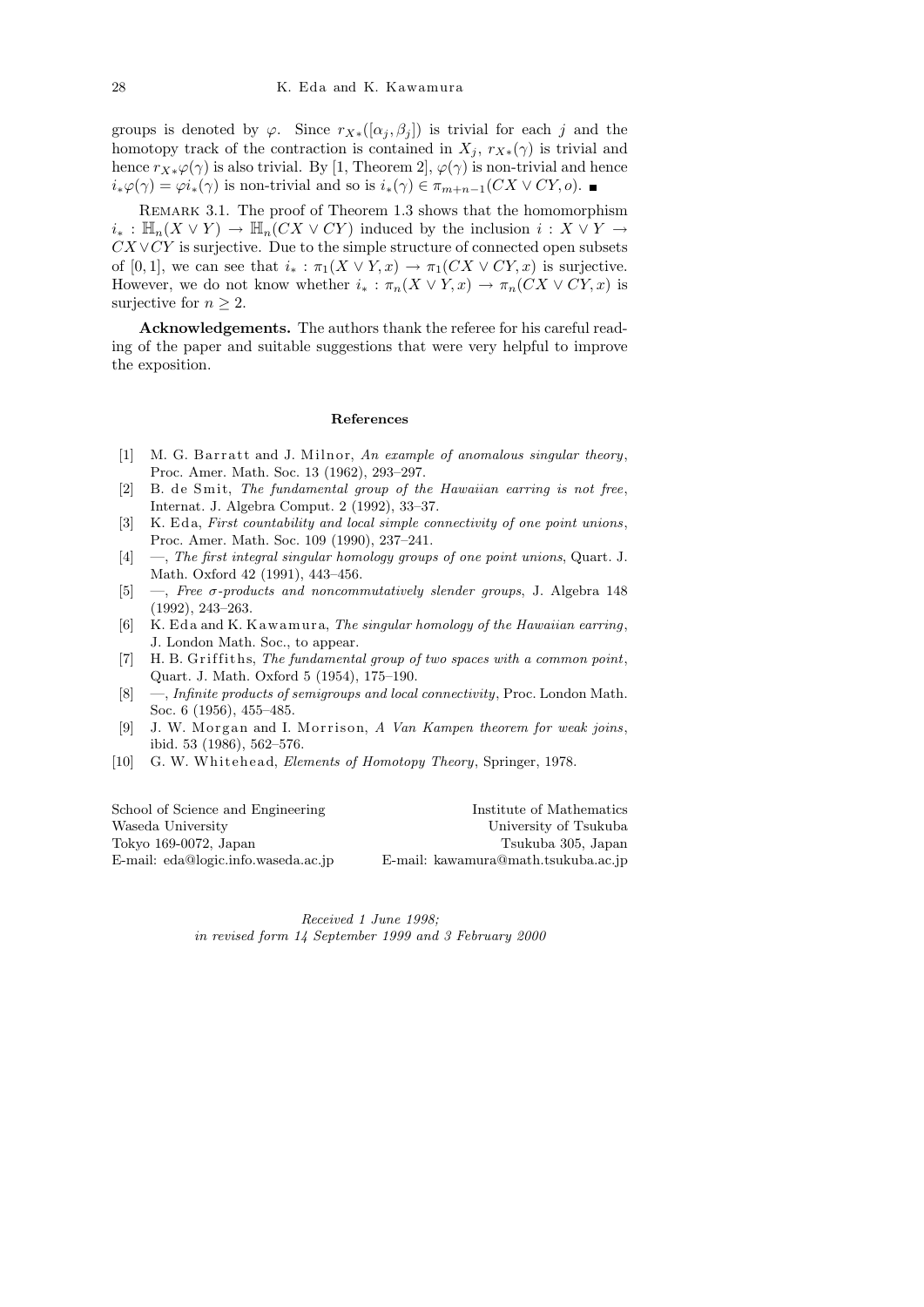groups is denoted by $\varphi$. Since $r_{X*}([\alpha_j, \beta_j])$ is trivial for each $j$ and the homotopy track of the contraction is contained in $X_j$, $r_{X*}(\gamma)$ is trivial and hence $r_{X*}\varphi(\gamma)$ is also trivial. By [1, Theorem 2], $\varphi(\gamma)$ is non-trivial and hence $i_*\varphi(\gamma) = \varphi i_*(\gamma)$ is non-trivial and so is $i_*(\gamma) \in \pi_{m+n-1}(CX \vee CY, o)$. ∎

Remark 3.1. The proof of Theorem 1.3 shows that the homomorphism $i_* : \mathbb{H}_n(X \vee Y) \to \mathbb{H}_n(CX \vee CY)$ induced by the inclusion $i : X \vee Y \to CX \vee CY$ is surjective. Due to the simple structure of connected open subsets of $[0,1]$, we can see that $i_* : \pi_1(X \vee Y, x) \to \pi_1(CX \vee CY, x)$ is surjective. However, we do not know whether $i_* : \pi_n(X \vee Y, x) \to \pi_n(CX \vee CY, x)$ is surjective for $n \geq 2$.

**Acknowledgements.** The authors thank the referee for his careful reading of the paper and suitable suggestions that were very helpful to improve the exposition.

## References

[1] M. G. Barratt and J. Milnor, *An example of anomalous singular theory*, Proc. Amer. Math. Soc. 13 (1962), 293–297.

[2] B. de Smit, *The fundamental group of the Hawaiian earring is not free*, Internat. J. Algebra Comput. 2 (1992), 33–37.

[3] K. Eda, *First countability and local simple connectivity of one point unions*, Proc. Amer. Math. Soc. 109 (1990), 237–241.

[4] —, *The first integral singular homology groups of one point unions*, Quart. J. Math. Oxford 42 (1991), 443–456.

[5] —, *Free σ-products and noncommutatively slender groups*, J. Algebra 148 (1992), 243–263.

[6] K. Eda and K. Kawamura, *The singular homology of the Hawaiian earring*, J. London Math. Soc., to appear.

[7] H. B. Griffiths, *The fundamental group of two spaces with a common point*, Quart. J. Math. Oxford 5 (1954), 175–190.

[8] —, *Infinite products of semigroups and local connectivity*, Proc. London Math. Soc. 6 (1956), 455–485.

[9] J. W. Morgan and I. Morrison, *A Van Kampen theorem for weak joins*, ibid. 53 (1986), 562–576.

[10] G. W. Whitehead, *Elements of Homotopy Theory*, Springer, 1978.

School of Science and Engineering
Waseda University
Tokyo 169-0072, Japan
E-mail: eda@logic.info.waseda.ac.jp

Institute of Mathematics
University of Tsukuba
Tsukuba 305, Japan
E-mail: kawamura@math.tsukuba.ac.jp

*Received 1 June 1998;*
*in revised form 14 September 1999 and 3 February 2000*